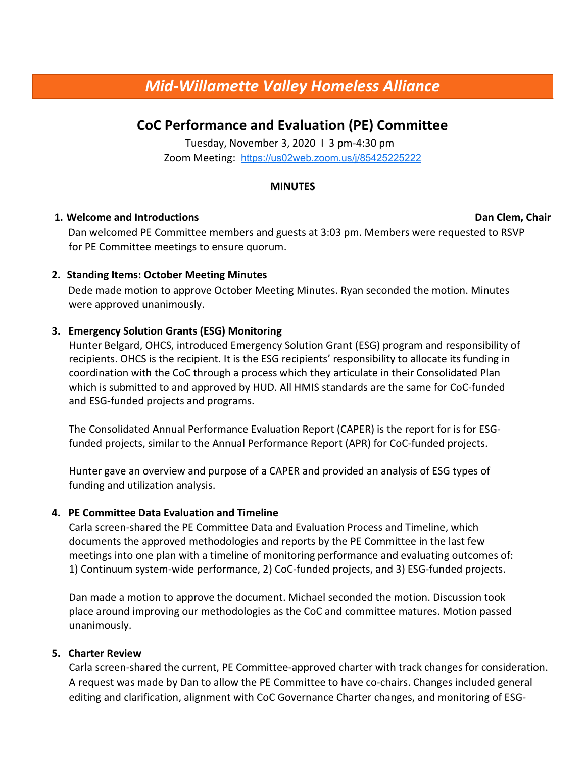# *Mid-Willamette Valley Homeless Alliance*

## CoC Performance and Evaluation (PE) Committee

Tuesday, November 3, 2020 I 3 pm-4:30 pm
Zoom Meeting: https://us02web.zoom.us/j/85425225222

**MINUTES**

1. **Welcome and Introductions** **Dan Clem, Chair**

   Dan welcomed PE Committee members and guests at 3:03 pm. Members were requested to RSVP for PE Committee meetings to ensure quorum.

2. **Standing Items: October Meeting Minutes**

   Dede made motion to approve October Meeting Minutes. Ryan seconded the motion. Minutes were approved unanimously.

3. **Emergency Solution Grants (ESG) Monitoring**

   Hunter Belgard, OHCS, introduced Emergency Solution Grant (ESG) program and responsibility of recipients. OHCS is the recipient. It is the ESG recipients' responsibility to allocate its funding in coordination with the CoC through a process which they articulate in their Consolidated Plan which is submitted to and approved by HUD. All HMIS standards are the same for CoC-funded and ESG-funded projects and programs.

   The Consolidated Annual Performance Evaluation Report (CAPER) is the report for is for ESG-funded projects, similar to the Annual Performance Report (APR) for CoC-funded projects.

   Hunter gave an overview and purpose of a CAPER and provided an analysis of ESG types of funding and utilization analysis.

4. **PE Committee Data Evaluation and Timeline**

   Carla screen-shared the PE Committee Data and Evaluation Process and Timeline, which documents the approved methodologies and reports by the PE Committee in the last few meetings into one plan with a timeline of monitoring performance and evaluating outcomes of: 1) Continuum system-wide performance, 2) CoC-funded projects, and 3) ESG-funded projects.

   Dan made a motion to approve the document. Michael seconded the motion. Discussion took place around improving our methodologies as the CoC and committee matures. Motion passed unanimously.

5. **Charter Review**

   Carla screen-shared the current, PE Committee-approved charter with track changes for consideration. A request was made by Dan to allow the PE Committee to have co-chairs. Changes included general editing and clarification, alignment with CoC Governance Charter changes, and monitoring of ESG-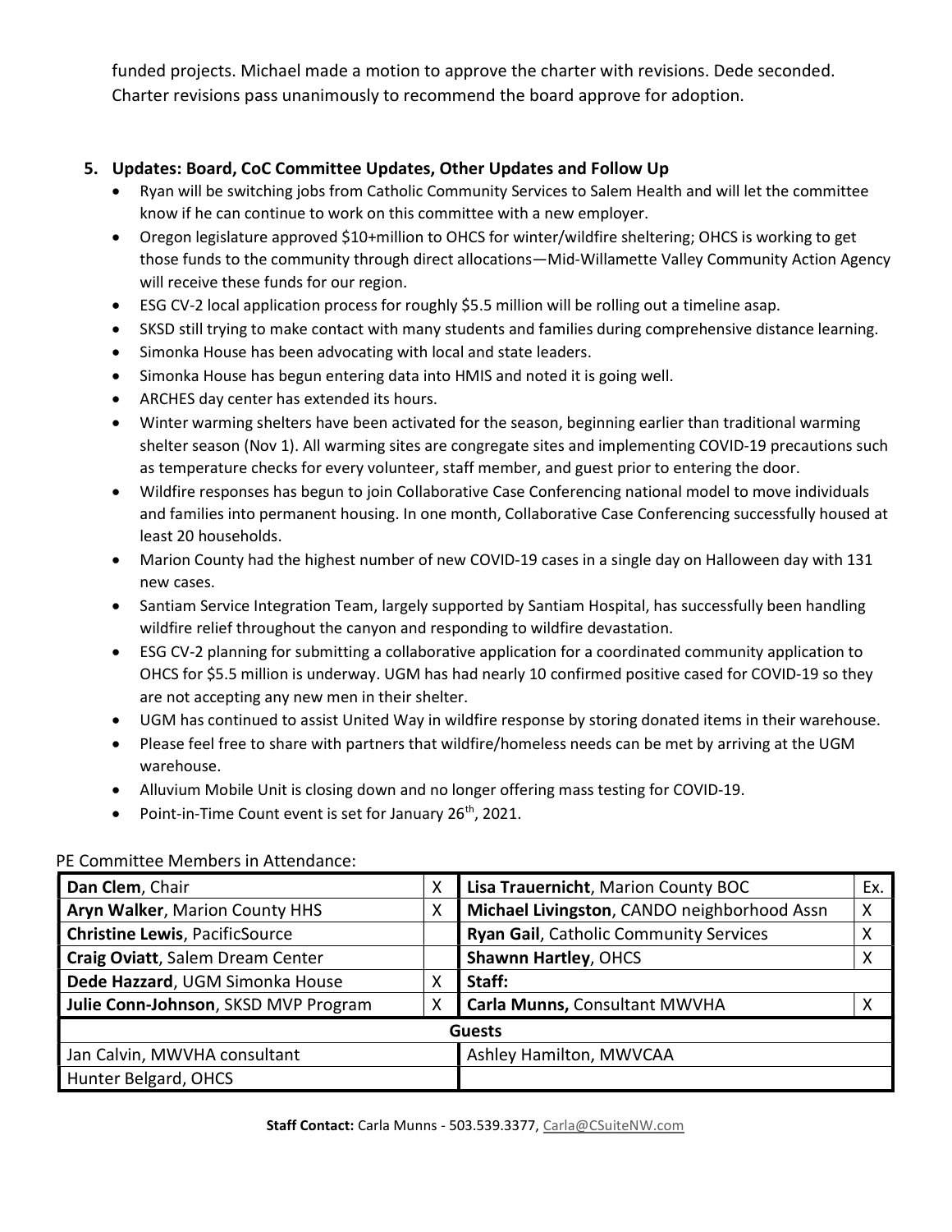funded projects. Michael made a motion to approve the charter with revisions. Dede seconded. Charter revisions pass unanimously to recommend the board approve for adoption.

5. **Updates: Board, CoC Committee Updates, Other Updates and Follow Up**
   - Ryan will be switching jobs from Catholic Community Services to Salem Health and will let the committee know if he can continue to work on this committee with a new employer.
   - Oregon legislature approved $10+million to OHCS for winter/wildfire sheltering; OHCS is working to get those funds to the community through direct allocations—Mid-Willamette Valley Community Action Agency will receive these funds for our region.
   - ESG CV-2 local application process for roughly $5.5 million will be rolling out a timeline asap.
   - SKSD still trying to make contact with many students and families during comprehensive distance learning.
   - Simonka House has been advocating with local and state leaders.
   - Simonka House has begun entering data into HMIS and noted it is going well.
   - ARCHES day center has extended its hours.
   - Winter warming shelters have been activated for the season, beginning earlier than traditional warming shelter season (Nov 1). All warming sites are congregate sites and implementing COVID-19 precautions such as temperature checks for every volunteer, staff member, and guest prior to entering the door.
   - Wildfire responses has begun to join Collaborative Case Conferencing national model to move individuals and families into permanent housing. In one month, Collaborative Case Conferencing successfully housed at least 20 households.
   - Marion County had the highest number of new COVID-19 cases in a single day on Halloween day with 131 new cases.
   - Santiam Service Integration Team, largely supported by Santiam Hospital, has successfully been handling wildfire relief throughout the canyon and responding to wildfire devastation.
   - ESG CV-2 planning for submitting a collaborative application for a coordinated community application to OHCS for $5.5 million is underway. UGM has had nearly 10 confirmed positive cased for COVID-19 so they are not accepting any new men in their shelter.
   - UGM has continued to assist United Way in wildfire response by storing donated items in their warehouse.
   - Please feel free to share with partners that wildfire/homeless needs can be met by arriving at the UGM warehouse.
   - Alluvium Mobile Unit is closing down and no longer offering mass testing for COVID-19.
   - Point-in-Time Count event is set for January 26th, 2021.

PE Committee Members in Attendance:

| | | | |
|---|---|---|---|
| **Dan Clem**, Chair | X | **Lisa Trauernicht**, Marion County BOC | Ex. |
| **Aryn Walker**, Marion County HHS | X | **Michael Livingston**, CANDO neighborhood Assn | X |
| **Christine Lewis**, PacificSource | | **Ryan Gail**, Catholic Community Services | X |
| **Craig Oviatt**, Salem Dream Center | | **Shawnn Hartley**, OHCS | X |
| **Dede Hazzard**, UGM Simonka House | X | **Staff:** | |
| **Julie Conn-Johnson**, SKSD MVP Program | X | **Carla Munns,** Consultant MWVHA | X |
| **Guests** | | | |
| Jan Calvin, MWVHA consultant | | Ashley Hamilton, MWVCAA | |
| Hunter Belgard, OHCS | | | |

**Staff Contact:** Carla Munns - 503.539.3377, Carla@CSuiteNW.com